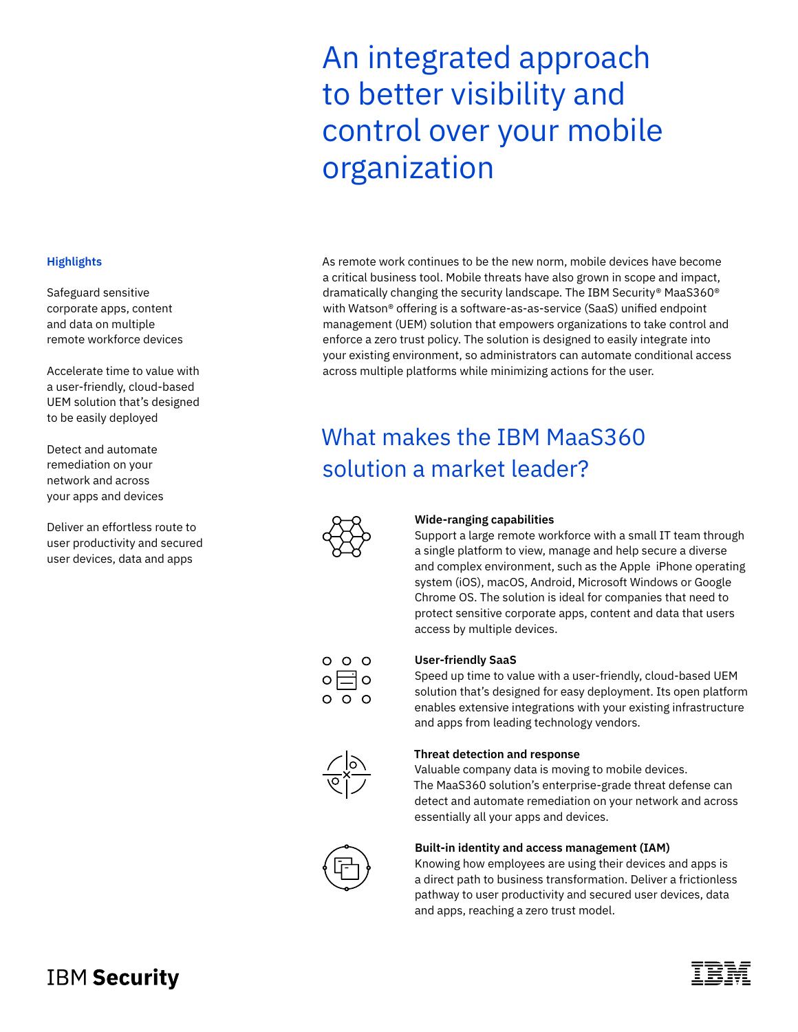# An integrated approach to better visibility and control over your mobile organization

**Highlights**

Safeguard sensitive corporate apps, content and data on multiple remote workforce devices

Accelerate time to value with a user-friendly, cloud-based UEM solution that's designed to be easily deployed

Detect and automate remediation on your network and across your apps and devices

Deliver an effortless route to user productivity and secured user devices, data and apps

As remote work continues to be the new norm, mobile devices have become a critical business tool. Mobile threats have also grown in scope and impact, dramatically changing the security landscape. The IBM Security® MaaS360® with Watson® offering is a software-as-as-service (SaaS) unified endpoint management (UEM) solution that empowers organizations to take control and enforce a zero trust policy. The solution is designed to easily integrate into your existing environment, so administrators can automate conditional access across multiple platforms while minimizing actions for the user.

## What makes the IBM MaaS360 solution a market leader?

**Wide-ranging capabilities**
Support a large remote workforce with a small IT team through a single platform to view, manage and help secure a diverse and complex environment, such as the Apple iPhone operating system (iOS), macOS, Android, Microsoft Windows or Google Chrome OS. The solution is ideal for companies that need to protect sensitive corporate apps, content and data that users access by multiple devices.

**User-friendly SaaS**
Speed up time to value with a user-friendly, cloud-based UEM solution that's designed for easy deployment. Its open platform enables extensive integrations with your existing infrastructure and apps from leading technology vendors.

**Threat detection and response**
Valuable company data is moving to mobile devices. The MaaS360 solution's enterprise-grade threat defense can detect and automate remediation on your network and across essentially all your apps and devices.

**Built-in identity and access management (IAM)**
Knowing how employees are using their devices and apps is a direct path to business transformation. Deliver a frictionless pathway to user productivity and secured user devices, data and apps, reaching a zero trust model.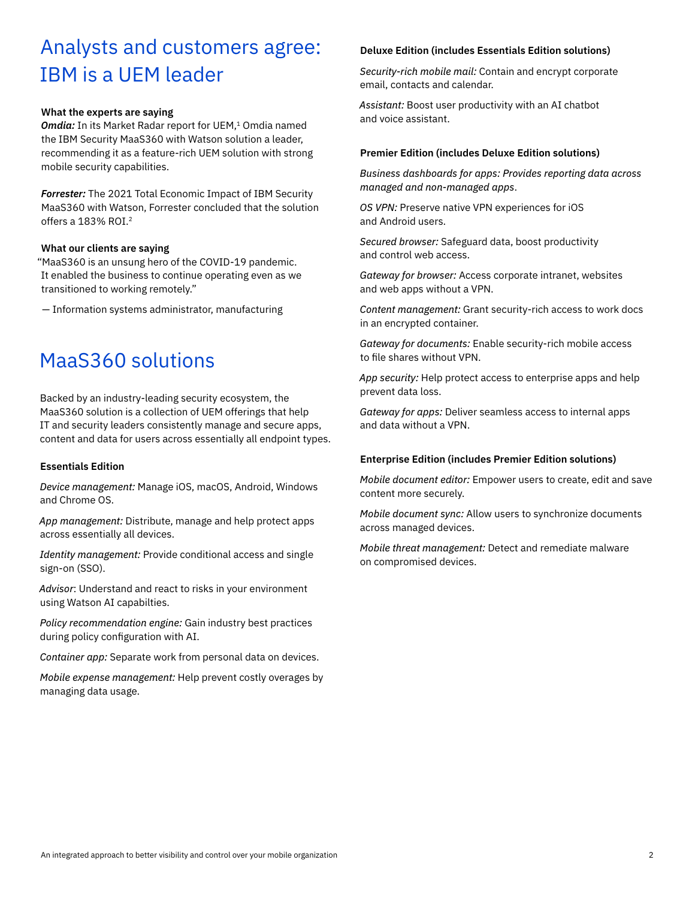# Analysts and customers agree: IBM is a UEM leader

### What the experts are saying

***Omdia:*** In its Market Radar report for UEM,[1] Omdia named the IBM Security MaaS360 with Watson solution a leader, recommending it as a feature-rich UEM solution with strong mobile security capabilities.

***Forrester:*** The 2021 Total Economic Impact of IBM Security MaaS360 with Watson, Forrester concluded that the solution offers a 183% ROI.[2]

### What our clients are saying

"MaaS360 is an unsung hero of the COVID-19 pandemic. It enabled the business to continue operating even as we transitioned to working remotely."

— Information systems administrator, manufacturing

# MaaS360 solutions

Backed by an industry-leading security ecosystem, the MaaS360 solution is a collection of UEM offerings that help IT and security leaders consistently manage and secure apps, content and data for users across essentially all endpoint types.

### Essentials Edition

*Device management:* Manage iOS, macOS, Android, Windows and Chrome OS.

*App management:* Distribute, manage and help protect apps across essentially all devices.

*Identity management:* Provide conditional access and single sign-on (SSO).

*Advisor*: Understand and react to risks in your environment using Watson AI capabilties.

*Policy recommendation engine:* Gain industry best practices during policy configuration with AI.

*Container app:* Separate work from personal data on devices.

*Mobile expense management:* Help prevent costly overages by managing data usage.

### Deluxe Edition (includes Essentials Edition solutions)

*Security-rich mobile mail:* Contain and encrypt corporate email, contacts and calendar.

*Assistant:* Boost user productivity with an AI chatbot and voice assistant.

### Premier Edition (includes Deluxe Edition solutions)

*Business dashboards for apps: Provides reporting data across managed and non-managed apps*.

*OS VPN:* Preserve native VPN experiences for iOS and Android users.

*Secured browser:* Safeguard data, boost productivity and control web access.

*Gateway for browser:* Access corporate intranet, websites and web apps without a VPN.

*Content management:* Grant security-rich access to work docs in an encrypted container.

*Gateway for documents:* Enable security-rich mobile access to file shares without VPN.

*App security:* Help protect access to enterprise apps and help prevent data loss.

*Gateway for apps:* Deliver seamless access to internal apps and data without a VPN.

### Enterprise Edition (includes Premier Edition solutions)

*Mobile document editor:* Empower users to create, edit and save content more securely.

*Mobile document sync:* Allow users to synchronize documents across managed devices.

*Mobile threat management:* Detect and remediate malware on compromised devices.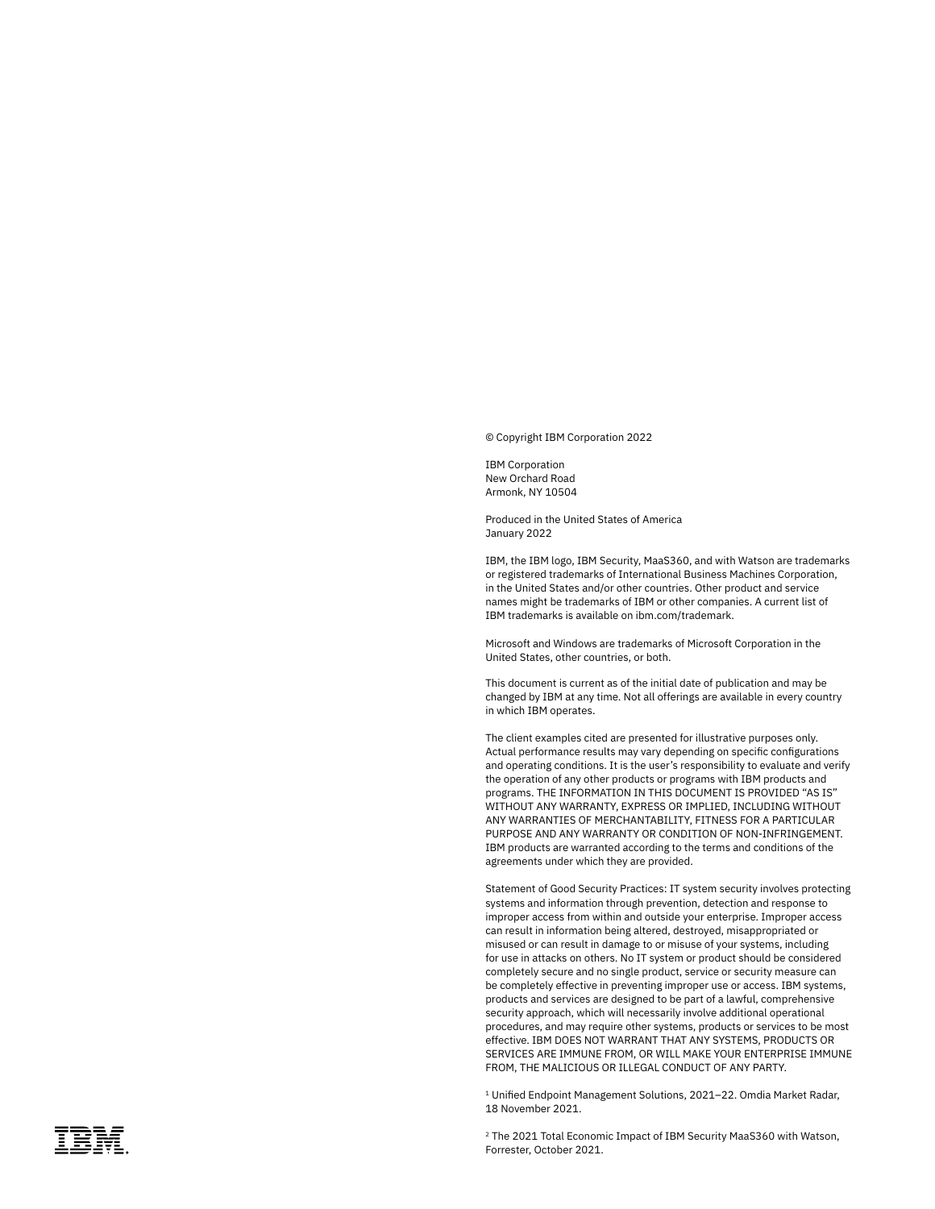© Copyright IBM Corporation 2022

IBM Corporation
New Orchard Road
Armonk, NY 10504

Produced in the United States of America
January 2022

IBM, the IBM logo, IBM Security, MaaS360, and with Watson are trademarks or registered trademarks of International Business Machines Corporation, in the United States and/or other countries. Other product and service names might be trademarks of IBM or other companies. A current list of IBM trademarks is available on ibm.com/trademark.

Microsoft and Windows are trademarks of Microsoft Corporation in the United States, other countries, or both.

This document is current as of the initial date of publication and may be changed by IBM at any time. Not all offerings are available in every country in which IBM operates.

The client examples cited are presented for illustrative purposes only. Actual performance results may vary depending on specific configurations and operating conditions. It is the user's responsibility to evaluate and verify the operation of any other products or programs with IBM products and programs. THE INFORMATION IN THIS DOCUMENT IS PROVIDED "AS IS" WITHOUT ANY WARRANTY, EXPRESS OR IMPLIED, INCLUDING WITHOUT ANY WARRANTIES OF MERCHANTABILITY, FITNESS FOR A PARTICULAR PURPOSE AND ANY WARRANTY OR CONDITION OF NON-INFRINGEMENT. IBM products are warranted according to the terms and conditions of the agreements under which they are provided.

Statement of Good Security Practices: IT system security involves protecting systems and information through prevention, detection and response to improper access from within and outside your enterprise. Improper access can result in information being altered, destroyed, misappropriated or misused or can result in damage to or misuse of your systems, including for use in attacks on others. No IT system or product should be considered completely secure and no single product, service or security measure can be completely effective in preventing improper use or access. IBM systems, products and services are designed to be part of a lawful, comprehensive security approach, which will necessarily involve additional operational procedures, and may require other systems, products or services to be most effective. IBM DOES NOT WARRANT THAT ANY SYSTEMS, PRODUCTS OR SERVICES ARE IMMUNE FROM, OR WILL MAKE YOUR ENTERPRISE IMMUNE FROM, THE MALICIOUS OR ILLEGAL CONDUCT OF ANY PARTY.

[1] Unified Endpoint Management Solutions, 2021–22. Omdia Market Radar, 18 November 2021.

[2] The 2021 Total Economic Impact of IBM Security MaaS360 with Watson, Forrester, October 2021.